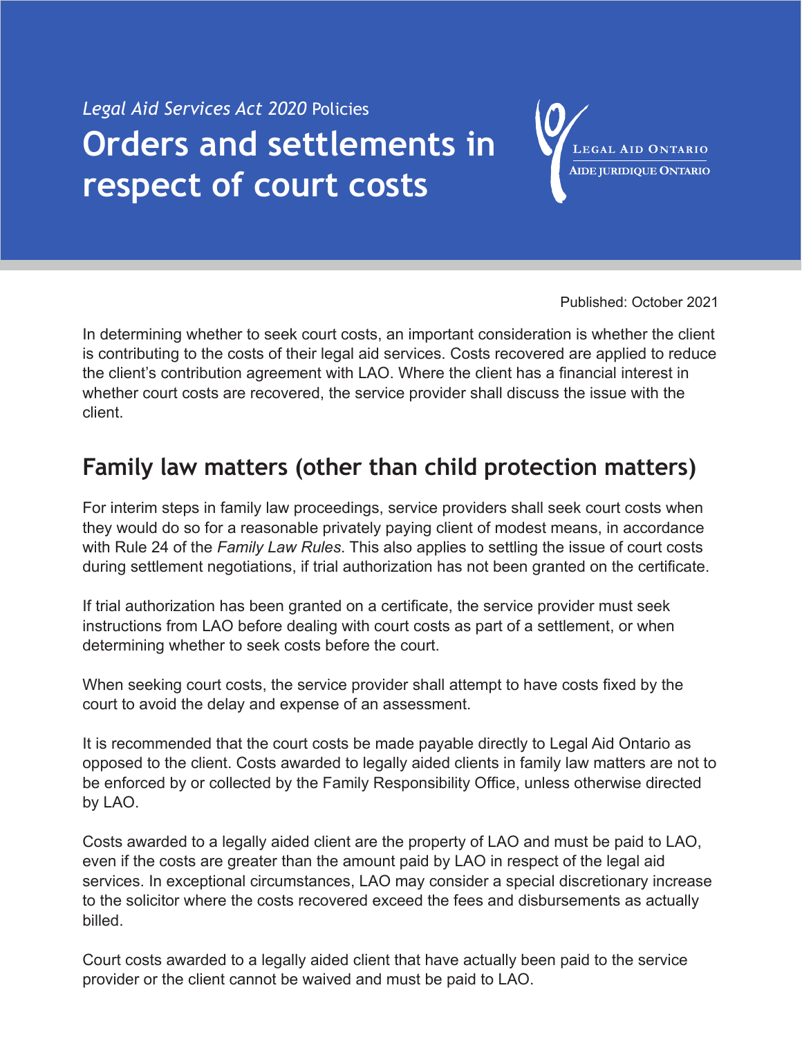*Legal Aid Services Act 2020* Policies

# Orders and settlements in respect of court costs

Legal Aid Ontario
Aide juridique Ontario

Published: October 2021

In determining whether to seek court costs, an important consideration is whether the client is contributing to the costs of their legal aid services. Costs recovered are applied to reduce the client's contribution agreement with LAO. Where the client has a financial interest in whether court costs are recovered, the service provider shall discuss the issue with the client.

## Family law matters (other than child protection matters)

For interim steps in family law proceedings, service providers shall seek court costs when they would do so for a reasonable privately paying client of modest means, in accordance with Rule 24 of the *Family Law Rules*. This also applies to settling the issue of court costs during settlement negotiations, if trial authorization has not been granted on the certificate.

If trial authorization has been granted on a certificate, the service provider must seek instructions from LAO before dealing with court costs as part of a settlement, or when determining whether to seek costs before the court.

When seeking court costs, the service provider shall attempt to have costs fixed by the court to avoid the delay and expense of an assessment.

It is recommended that the court costs be made payable directly to Legal Aid Ontario as opposed to the client. Costs awarded to legally aided clients in family law matters are not to be enforced by or collected by the Family Responsibility Office, unless otherwise directed by LAO.

Costs awarded to a legally aided client are the property of LAO and must be paid to LAO, even if the costs are greater than the amount paid by LAO in respect of the legal aid services. In exceptional circumstances, LAO may consider a special discretionary increase to the solicitor where the costs recovered exceed the fees and disbursements as actually billed.

Court costs awarded to a legally aided client that have actually been paid to the service provider or the client cannot be waived and must be paid to LAO.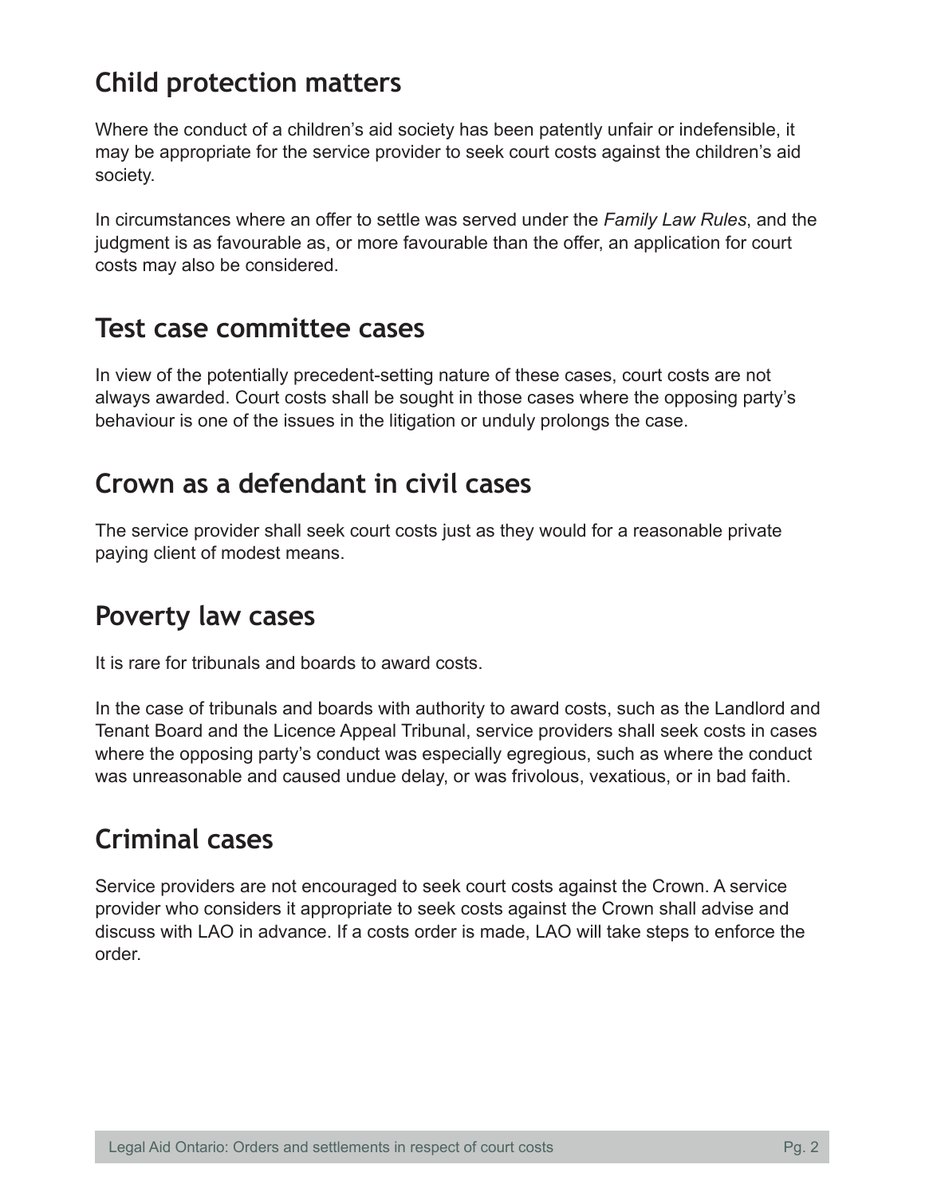## Child protection matters

Where the conduct of a children's aid society has been patently unfair or indefensible, it may be appropriate for the service provider to seek court costs against the children's aid society.

In circumstances where an offer to settle was served under the *Family Law Rules*, and the judgment is as favourable as, or more favourable than the offer, an application for court costs may also be considered.

## Test case committee cases

In view of the potentially precedent-setting nature of these cases, court costs are not always awarded. Court costs shall be sought in those cases where the opposing party's behaviour is one of the issues in the litigation or unduly prolongs the case.

## Crown as a defendant in civil cases

The service provider shall seek court costs just as they would for a reasonable private paying client of modest means.

## Poverty law cases

It is rare for tribunals and boards to award costs.

In the case of tribunals and boards with authority to award costs, such as the Landlord and Tenant Board and the Licence Appeal Tribunal, service providers shall seek costs in cases where the opposing party's conduct was especially egregious, such as where the conduct was unreasonable and caused undue delay, or was frivolous, vexatious, or in bad faith.

## Criminal cases

Service providers are not encouraged to seek court costs against the Crown. A service provider who considers it appropriate to seek costs against the Crown shall advise and discuss with LAO in advance. If a costs order is made, LAO will take steps to enforce the order.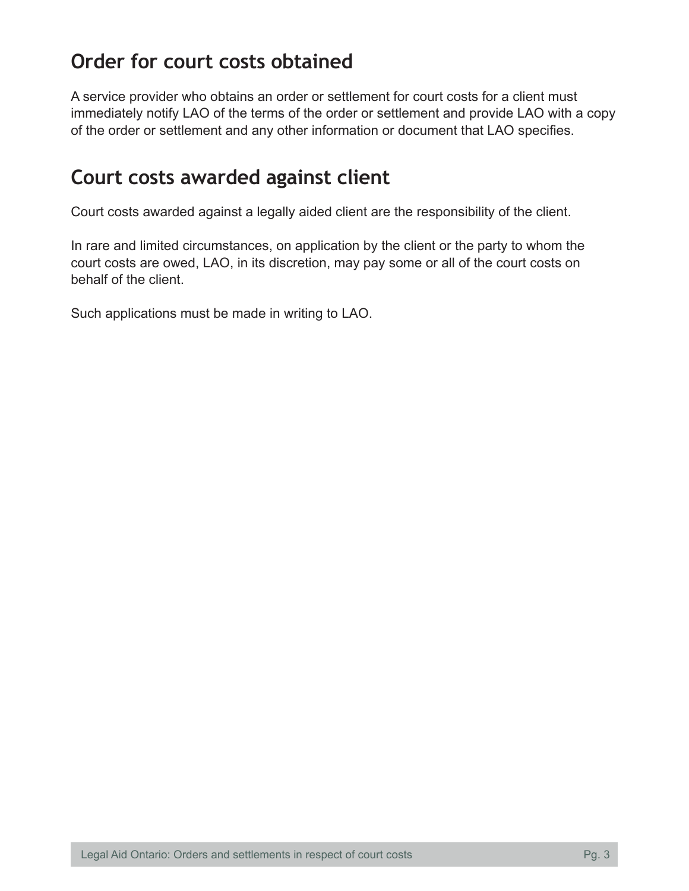## Order for court costs obtained

A service provider who obtains an order or settlement for court costs for a client must immediately notify LAO of the terms of the order or settlement and provide LAO with a copy of the order or settlement and any other information or document that LAO specifies.

## Court costs awarded against client

Court costs awarded against a legally aided client are the responsibility of the client.

In rare and limited circumstances, on application by the client or the party to whom the court costs are owed, LAO, in its discretion, may pay some or all of the court costs on behalf of the client.

Such applications must be made in writing to LAO.